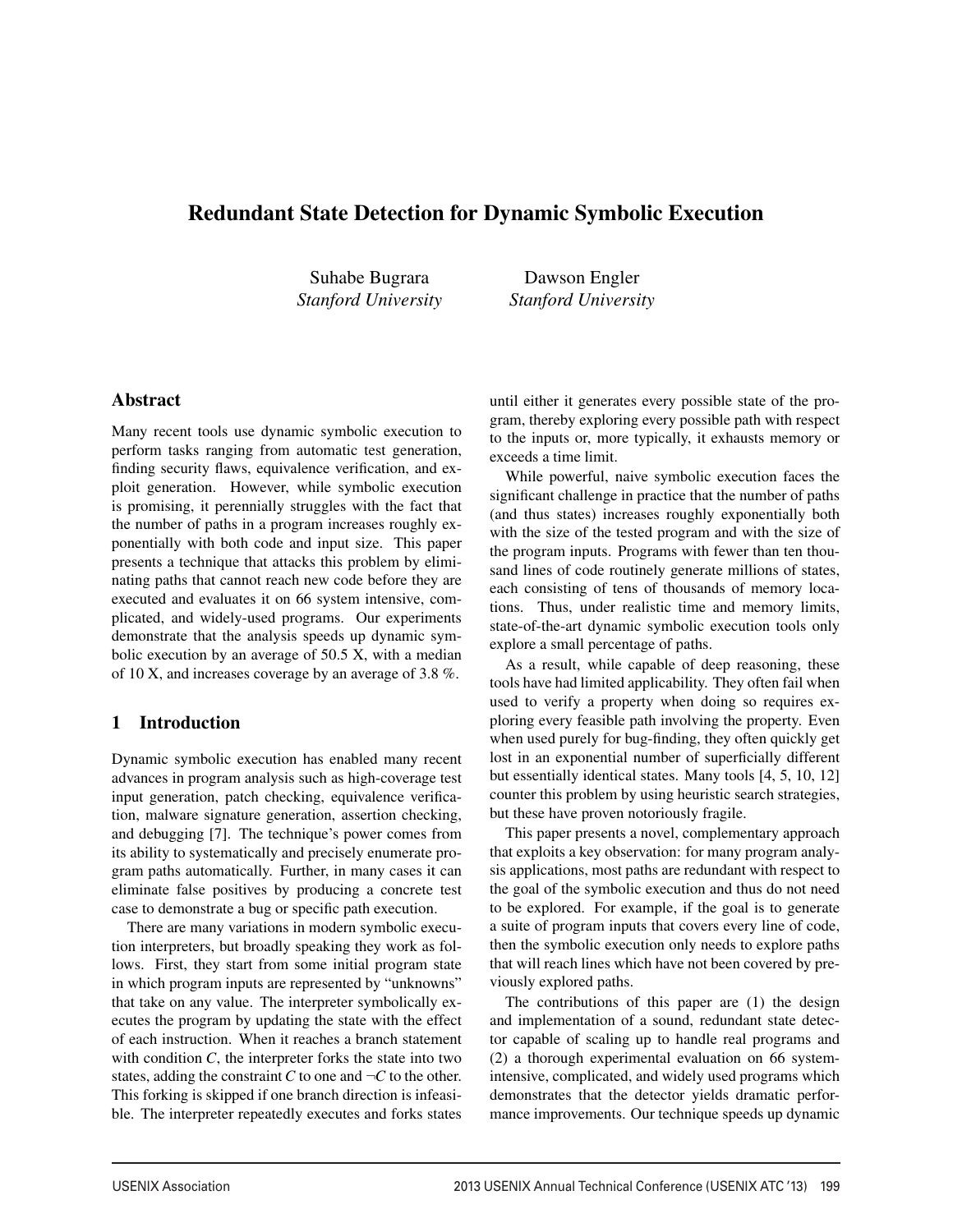# Redundant State Detection for Dynamic Symbolic Execution

Suhabe Bugrara
*Stanford University*

Dawson Engler
*Stanford University*

## Abstract

Many recent tools use dynamic symbolic execution to perform tasks ranging from automatic test generation, finding security flaws, equivalence verification, and exploit generation. However, while symbolic execution is promising, it perennially struggles with the fact that the number of paths in a program increases roughly exponentially with both code and input size. This paper presents a technique that attacks this problem by eliminating paths that cannot reach new code before they are executed and evaluates it on 66 system intensive, complicated, and widely-used programs. Our experiments demonstrate that the analysis speeds up dynamic symbolic execution by an average of 50.5 X, with a median of 10 X, and increases coverage by an average of 3.8 %.

## 1 Introduction

Dynamic symbolic execution has enabled many recent advances in program analysis such as high-coverage test input generation, patch checking, equivalence verification, malware signature generation, assertion checking, and debugging [7]. The technique's power comes from its ability to systematically and precisely enumerate program paths automatically. Further, in many cases it can eliminate false positives by producing a concrete test case to demonstrate a bug or specific path execution.

There are many variations in modern symbolic execution interpreters, but broadly speaking they work as follows. First, they start from some initial program state in which program inputs are represented by "unknowns" that take on any value. The interpreter symbolically executes the program by updating the state with the effect of each instruction. When it reaches a branch statement with condition $C$, the interpreter forks the state into two states, adding the constraint $C$ to one and $\neg C$ to the other. This forking is skipped if one branch direction is infeasible. The interpreter repeatedly executes and forks states until either it generates every possible state of the program, thereby exploring every possible path with respect to the inputs or, more typically, it exhausts memory or exceeds a time limit.

While powerful, naive symbolic execution faces the significant challenge in practice that the number of paths (and thus states) increases roughly exponentially both with the size of the tested program and with the size of the program inputs. Programs with fewer than ten thousand lines of code routinely generate millions of states, each consisting of tens of thousands of memory locations. Thus, under realistic time and memory limits, state-of-the-art dynamic symbolic execution tools only explore a small percentage of paths.

As a result, while capable of deep reasoning, these tools have had limited applicability. They often fail when used to verify a property when doing so requires exploring every feasible path involving the property. Even when used purely for bug-finding, they often quickly get lost in an exponential number of superficially different but essentially identical states. Many tools [4, 5, 10, 12] counter this problem by using heuristic search strategies, but these have proven notoriously fragile.

This paper presents a novel, complementary approach that exploits a key observation: for many program analysis applications, most paths are redundant with respect to the goal of the symbolic execution and thus do not need to be explored. For example, if the goal is to generate a suite of program inputs that covers every line of code, then the symbolic execution only needs to explore paths that will reach lines which have not been covered by previously explored paths.

The contributions of this paper are (1) the design and implementation of a sound, redundant state detector capable of scaling up to handle real programs and (2) a thorough experimental evaluation on 66 system-intensive, complicated, and widely used programs which demonstrates that the detector yields dramatic performance improvements. Our technique speeds up dynamic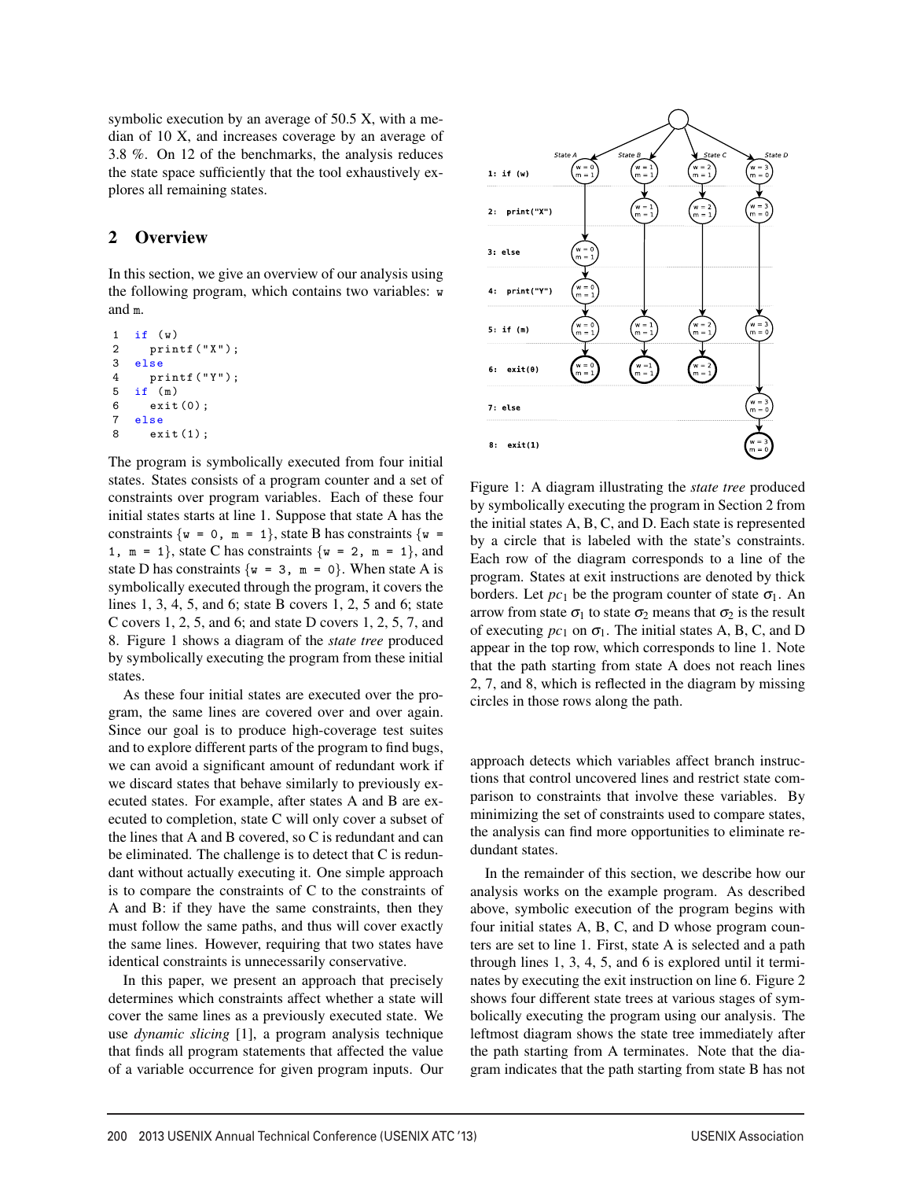symbolic execution by an average of 50.5 X, with a median of 10 X, and increases coverage by an average of 3.8 %. On 12 of the benchmarks, the analysis reduces the state space sufficiently that the tool exhaustively explores all remaining states.

## 2 Overview

In this section, we give an overview of our analysis using the following program, which contains two variables: `w` and `m`.

```
1  if (w)
2    printf("X");
3  else
4    printf("Y");
5  if (m)
6    exit(0);
7  else
8    exit(1);
```

The program is symbolically executed from four initial states. States consists of a program counter and a set of constraints over program variables. Each of these four initial states starts at line 1. Suppose that state A has the constraints {`w = 0, m = 1`}, state B has constraints {`w = 1, m = 1`}, state C has constraints {`w = 2, m = 1`}, and state D has constraints {`w = 3, m = 0`}. When state A is symbolically executed through the program, it covers the lines 1, 3, 4, 5, and 6; state B covers 1, 2, 5 and 6; state C covers 1, 2, 5, and 6; and state D covers 1, 2, 5, 7, and 8. Figure 1 shows a diagram of the *state tree* produced by symbolically executing the program from these initial states.

As these four initial states are executed over the program, the same lines are covered over and over again. Since our goal is to produce high-coverage test suites and to explore different parts of the program to find bugs, we can avoid a significant amount of redundant work if we discard states that behave similarly to previously executed states. For example, after states A and B are executed to completion, state C will only cover a subset of the lines that A and B covered, so C is redundant and can be eliminated. The challenge is to detect that C is redundant without actually executing it. One simple approach is to compare the constraints of C to the constraints of A and B: if they have the same constraints, then they must follow the same paths, and thus will cover exactly the same lines. However, requiring that two states have identical constraints is unnecessarily conservative.

In this paper, we present an approach that precisely determines which constraints affect whether a state will cover the same lines as a previously executed state. We use *dynamic slicing* [1], a program analysis technique that finds all program statements that affected the value of a variable occurrence for given program inputs. Our approach detects which variables affect branch instructions that control uncovered lines and restrict state comparison to constraints that involve these variables. By minimizing the set of constraints used to compare states, the analysis can find more opportunities to eliminate redundant states.

Figure 1: A diagram illustrating the *state tree* produced by symbolically executing the program in Section 2 from the initial states A, B, C, and D. Each state is represented by a circle that is labeled with the state's constraints. Each row of the diagram corresponds to a line of the program. States at exit instructions are denoted by thick borders. Let $pc_1$ be the program counter of state $\sigma_1$. An arrow from state $\sigma_1$ to state $\sigma_2$ means that $\sigma_2$ is the result of executing $pc_1$ on $\sigma_1$. The initial states A, B, C, and D appear in the top row, which corresponds to line 1. Note that the path starting from state A does not reach lines 2, 7, and 8, which is reflected in the diagram by missing circles in those rows along the path.

In the remainder of this section, we describe how our analysis works on the example program. As described above, symbolic execution of the program begins with four initial states A, B, C, and D whose program counters are set to line 1. First, state A is selected and a path through lines 1, 3, 4, 5, and 6 is explored until it terminates by executing the exit instruction on line 6. Figure 2 shows four different state trees at various stages of symbolically executing the program using our analysis. The leftmost diagram shows the state tree immediately after the path starting from A terminates. Note that the diagram indicates that the path starting from state B has not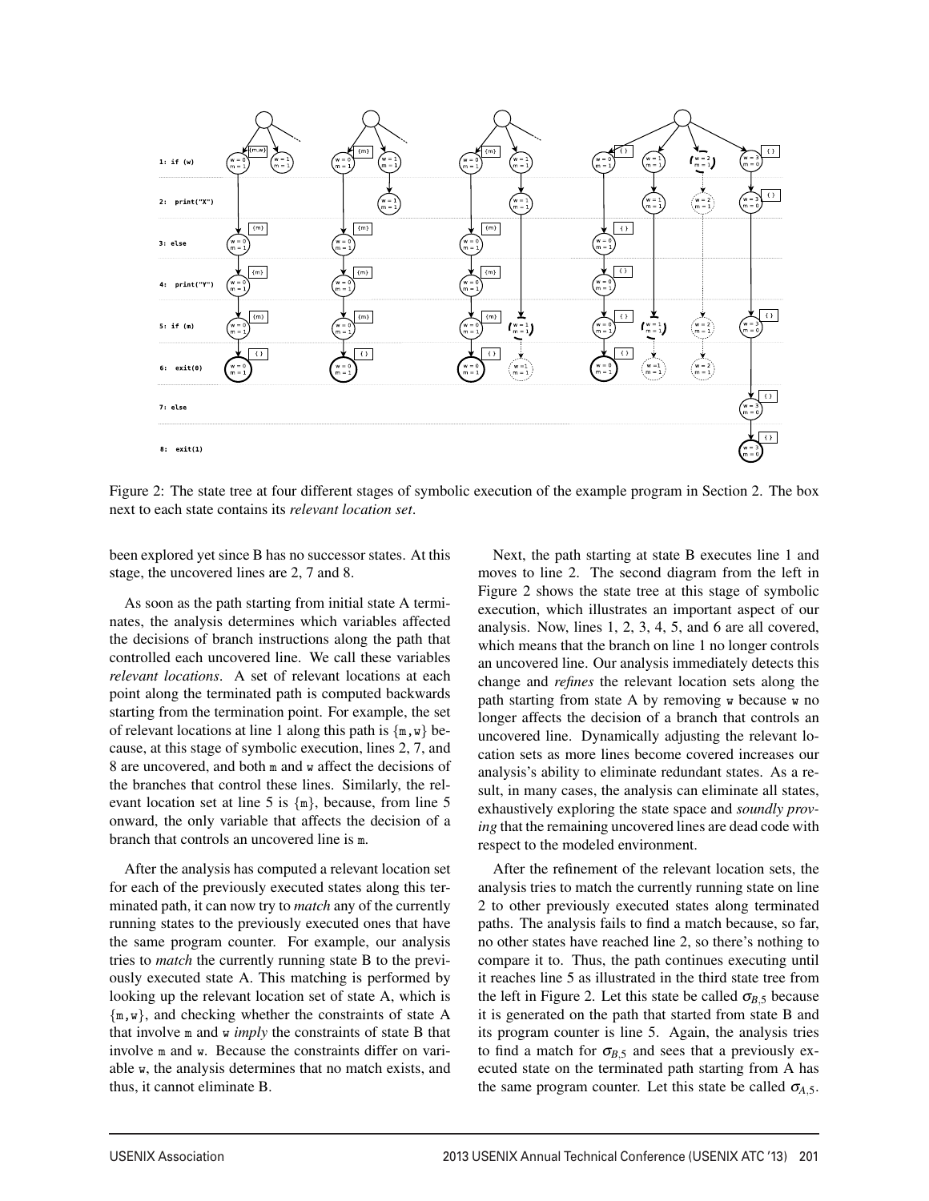Figure 2: The state tree at four different stages of symbolic execution of the example program in Section 2. The box next to each state contains its *relevant location set*.

been explored yet since B has no successor states. At this stage, the uncovered lines are 2, 7 and 8.

As soon as the path starting from initial state A terminates, the analysis determines which variables affected the decisions of branch instructions along the path that controlled each uncovered line. We call these variables *relevant locations*. A set of relevant locations at each point along the terminated path is computed backwards starting from the termination point. For example, the set of relevant locations at line 1 along this path is {m,w} because, at this stage of symbolic execution, lines 2, 7, and 8 are uncovered, and both m and w affect the decisions of the branches that control these lines. Similarly, the relevant location set at line 5 is {m}, because, from line 5 onward, the only variable that affects the decision of a branch that controls an uncovered line is m.

After the analysis has computed a relevant location set for each of the previously executed states along this terminated path, it can now try to *match* any of the currently running states to the previously executed ones that have the same program counter. For example, our analysis tries to *match* the currently running state B to the previously executed state A. This matching is performed by looking up the relevant location set of state A, which is {m,w}, and checking whether the constraints of state A that involve m and w *imply* the constraints of state B that involve m and w. Because the constraints differ on variable w, the analysis determines that no match exists, and thus, it cannot eliminate B.

Next, the path starting at state B executes line 1 and moves to line 2. The second diagram from the left in Figure 2 shows the state tree at this stage of symbolic execution, which illustrates an important aspect of our analysis. Now, lines 1, 2, 3, 4, 5, and 6 are all covered, which means that the branch on line 1 no longer controls an uncovered line. Our analysis immediately detects this change and *refines* the relevant location sets along the path starting from state A by removing w because w no longer affects the decision of a branch that controls an uncovered line. Dynamically adjusting the relevant location sets as more lines become covered increases our analysis's ability to eliminate redundant states. As a result, in many cases, the analysis can eliminate all states, exhaustively exploring the state space and *soundly proving* that the remaining uncovered lines are dead code with respect to the modeled environment.

After the refinement of the relevant location sets, the analysis tries to match the currently running state on line 2 to other previously executed states along terminated paths. The analysis fails to find a match because, so far, no other states have reached line 2, so there's nothing to compare it to. Thus, the path continues executing until it reaches line 5 as illustrated in the third state tree from the left in Figure 2. Let this state be called $\sigma_{B,5}$ because it is generated on the path that started from state B and its program counter is line 5. Again, the analysis tries to find a match for $\sigma_{B,5}$ and sees that a previously executed state on the terminated path starting from A has the same program counter. Let this state be called $\sigma_{A,5}$.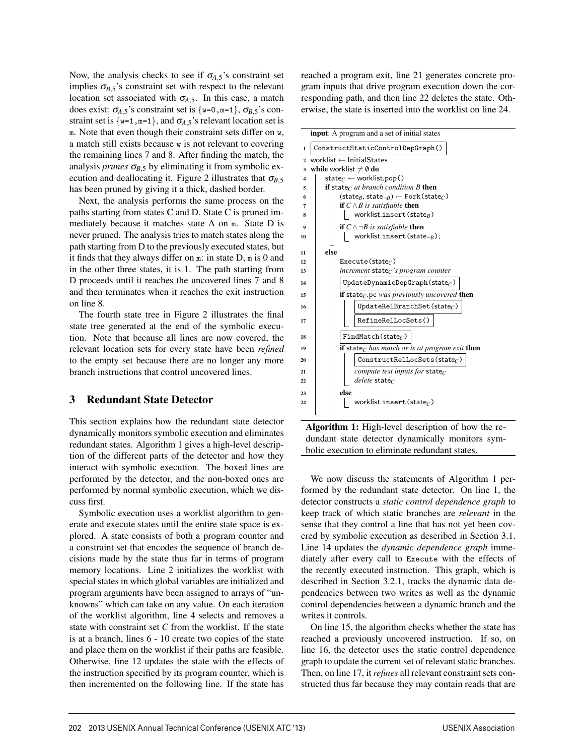Now, the analysis checks to see if $\sigma_{A,5}$'s constraint set implies $\sigma_{B,5}$'s constraint set with respect to the relevant location set associated with $\sigma_{A,5}$. In this case, a match does exist: $\sigma_{A,5}$'s constraint set is {w=0,m=1}, $\sigma_{B,5}$'s constraint set is {w=1,m=1}, and $\sigma_{A,5}$'s relevant location set is m. Note that even though their constraint sets differ on w, a match still exists because w is not relevant to covering the remaining lines 7 and 8. After finding the match, the analysis *prunes* $\sigma_{B,5}$ by eliminating it from symbolic execution and deallocating it. Figure 2 illustrates that $\sigma_{B,5}$ has been pruned by giving it a thick, dashed border.

Next, the analysis performs the same process on the paths starting from states C and D. State C is pruned immediately because it matches state A on m. State D is never pruned. The analysis tries to match states along the path starting from D to the previously executed states, but it finds that they always differ on m: in state D, m is 0 and in the other three states, it is 1. The path starting from D proceeds until it reaches the uncovered lines 7 and 8 and then terminates when it reaches the exit instruction on line 8.

The fourth state tree in Figure 2 illustrates the final state tree generated at the end of the symbolic execution. Note that because all lines are now covered, the relevant location sets for every state have been *refined* to the empty set because there are no longer any more branch instructions that control uncovered lines.

## 3 Redundant State Detector

This section explains how the redundant state detector dynamically monitors symbolic execution and eliminates redundant states. Algorithm 1 gives a high-level description of the different parts of the detector and how they interact with symbolic execution. The boxed lines are performed by the detector, and the non-boxed ones are performed by normal symbolic execution, which we discuss first.

Symbolic execution uses a worklist algorithm to generate and execute states until the entire state space is explored. A state consists of both a program counter and a constraint set that encodes the sequence of branch decisions made by the state thus far in terms of program memory locations. Line 2 initializes the worklist with special states in which global variables are initialized and program arguments have been assigned to arrays of "unknowns" which can take on any value. On each iteration of the worklist algorithm, line 4 selects and removes a state with constraint set $C$ from the worklist. If the state is at a branch, lines 6 - 10 create two copies of the state and place them on the worklist if their paths are feasible. Otherwise, line 12 updates the state with the effects of the instruction specified by its program counter, which is then incremented on the following line. If the state has reached a program exit, line 21 generates concrete program inputs that drive program execution down the corresponding path, and then line 22 deletes the state. Otherwise, the state is inserted into the worklist on line 24.

```
input: A program and a set of initial states
1  ConstructStaticControlDepGraph()
2  worklist ← InitialStates
3  while worklist ≠ ∅ do
4      state_C ← worklist.pop()
5      if state_C at branch condition B then
6          (state_B, state_¬B) ← Fork(state_C)
7          if C ∧ B is satisfiable then
8              worklist.insert(state_B)
9          if C ∧ ¬B is satisfiable then
10             worklist.insert(state_¬B);
11     else
12         Execute(state_C)
13         increment state_C's program counter
14         UpdateDynamicDepGraph(state_C)
15         if state_C.pc was previously uncovered then
16             UpdateRelBranchSet(state_C)
17             RefineRelLocSets()
18         FindMatch(state_C)
19         if state_C has match or is at program exit then
20             ConstructRelLocSets(state_C)
21             compute test inputs for state_C
22             delete state_C
23         else
24             worklist.insert(state_C)
```

**Algorithm 1:** High-level description of how the redundant state detector dynamically monitors symbolic execution to eliminate redundant states.

We now discuss the statements of Algorithm 1 performed by the redundant state detector. On line 1, the detector constructs a *static control dependence graph* to keep track of which static branches are *relevant* in the sense that they control a line that has not yet been covered by symbolic execution as described in Section 3.1. Line 14 updates the *dynamic dependence graph* immediately after every call to Execute with the effects of the recently executed instruction. This graph, which is described in Section 3.2.1, tracks the dynamic data dependencies between two writes as well as the dynamic control dependencies between a dynamic branch and the writes it controls.

On line 15, the algorithm checks whether the state has reached a previously uncovered instruction. If so, on line 16, the detector uses the static control dependence graph to update the current set of relevant static branches. Then, on line 17, it *refines* all relevant constraint sets constructed thus far because they may contain reads that are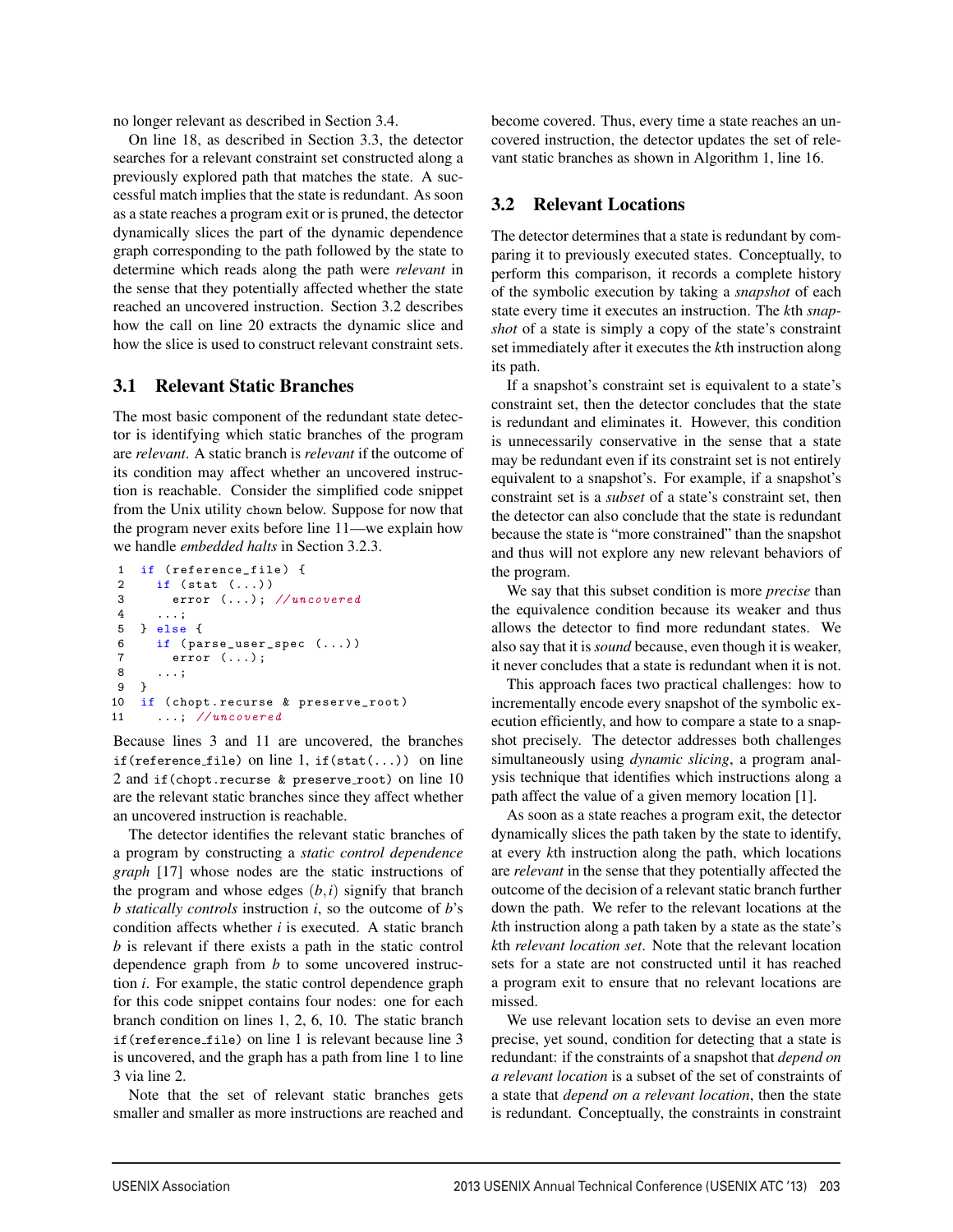no longer relevant as described in Section 3.4.

On line 18, as described in Section 3.3, the detector searches for a relevant constraint set constructed along a previously explored path that matches the state. A successful match implies that the state is redundant. As soon as a state reaches a program exit or is pruned, the detector dynamically slices the part of the dynamic dependence graph corresponding to the path followed by the state to determine which reads along the path were *relevant* in the sense that they potentially affected whether the state reached an uncovered instruction. Section 3.2 describes how the call on line 20 extracts the dynamic slice and how the slice is used to construct relevant constraint sets.

## 3.1 Relevant Static Branches

The most basic component of the redundant state detector is identifying which static branches of the program are *relevant*. A static branch is *relevant* if the outcome of its condition may affect whether an uncovered instruction is reachable. Consider the simplified code snippet from the Unix utility `chown` below. Suppose for now that the program never exits before line 11—we explain how we handle *embedded halts* in Section 3.2.3.

```
1  if (reference_file) {
2    if (stat (...))
3      error (...); //uncovered
4    ...;
5  } else {
6    if (parse_user_spec (...))
7      error (...);
8    ...;
9  }
10 if (chopt.recurse & preserve_root)
11   ...; //uncovered
```

Because lines 3 and 11 are uncovered, the branches `if(reference_file)` on line 1, `if(stat(...))` on line 2 and `if(chopt.recurse & preserve_root)` on line 10 are the relevant static branches since they affect whether an uncovered instruction is reachable.

The detector identifies the relevant static branches of a program by constructing a *static control dependence graph* [17] whose nodes are the static instructions of the program and whose edges $(b,i)$ signify that branch $b$ *statically controls* instruction $i$, so the outcome of $b$'s condition affects whether $i$ is executed. A static branch $b$ is relevant if there exists a path in the static control dependence graph from $b$ to some uncovered instruction $i$. For example, the static control dependence graph for this code snippet contains four nodes: one for each branch condition on lines 1, 2, 6, 10. The static branch `if(reference_file)` on line 1 is relevant because line 3 is uncovered, and the graph has a path from line 1 to line 3 via line 2.

Note that the set of relevant static branches gets smaller and smaller as more instructions are reached and become covered. Thus, every time a state reaches an uncovered instruction, the detector updates the set of relevant static branches as shown in Algorithm 1, line 16.

## 3.2 Relevant Locations

The detector determines that a state is redundant by comparing it to previously executed states. Conceptually, to perform this comparison, it records a complete history of the symbolic execution by taking a *snapshot* of each state every time it executes an instruction. The $k$th *snapshot* of a state is simply a copy of the state's constraint set immediately after it executes the $k$th instruction along its path.

If a snapshot's constraint set is equivalent to a state's constraint set, then the detector concludes that the state is redundant and eliminates it. However, this condition is unnecessarily conservative in the sense that a state may be redundant even if its constraint set is not entirely equivalent to a snapshot's. For example, if a snapshot's constraint set is a *subset* of a state's constraint set, then the detector can also conclude that the state is redundant because the state is "more constrained" than the snapshot and thus will not explore any new relevant behaviors of the program.

We say that this subset condition is more *precise* than the equivalence condition because its weaker and thus allows the detector to find more redundant states. We also say that it is *sound* because, even though it is weaker, it never concludes that a state is redundant when it is not.

This approach faces two practical challenges: how to incrementally encode every snapshot of the symbolic execution efficiently, and how to compare a state to a snapshot precisely. The detector addresses both challenges simultaneously using *dynamic slicing*, a program analysis technique that identifies which instructions along a path affect the value of a given memory location [1].

As soon as a state reaches a program exit, the detector dynamically slices the path taken by the state to identify, at every $k$th instruction along the path, which locations are *relevant* in the sense that they potentially affected the outcome of the decision of a relevant static branch further down the path. We refer to the relevant locations at the $k$th instruction along a path taken by a state as the state's $k$th *relevant location set*. Note that the relevant location sets for a state are not constructed until it has reached a program exit to ensure that no relevant locations are missed.

We use relevant location sets to devise an even more precise, yet sound, condition for detecting that a state is redundant: if the constraints of a snapshot that *depend on a relevant location* is a subset of the set of constraints of a state that *depend on a relevant location*, then the state is redundant. Conceptually, the constraints in constraint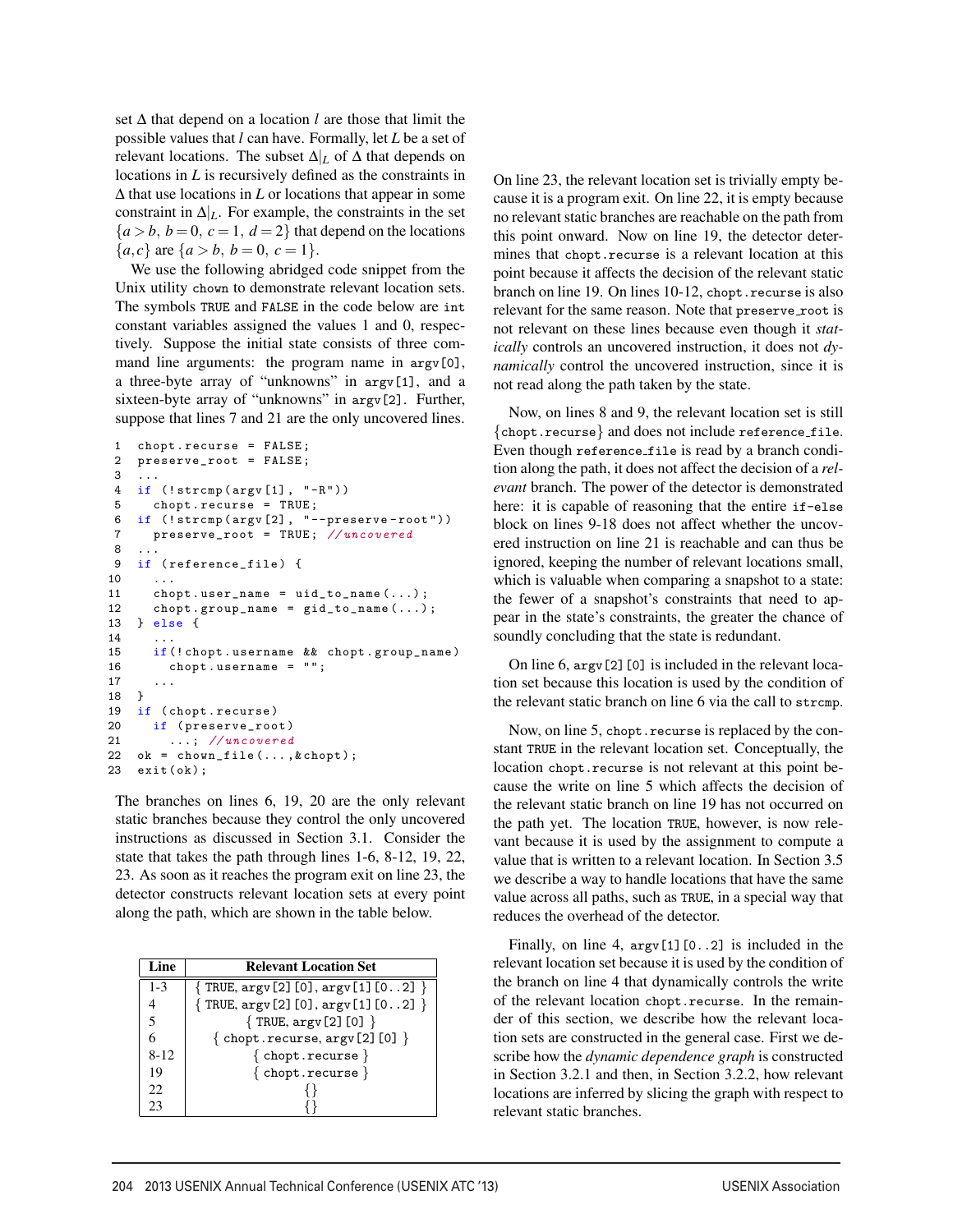set $\Delta$ that depend on a location $l$ are those that limit the possible values that $l$ can have. Formally, let $L$ be a set of relevant locations. The subset $\Delta|_L$ of $\Delta$ that depends on locations in $L$ is recursively defined as the constraints in $\Delta$ that use locations in $L$ or locations that appear in some constraint in $\Delta|_L$. For example, the constraints in the set $\{a > b,\ b = 0,\ c = 1,\ d = 2\}$ that depend on the locations $\{a, c\}$ are $\{a > b,\ b = 0,\ c = 1\}$.

We use the following abridged code snippet from the Unix utility `chown` to demonstrate relevant location sets. The symbols `TRUE` and `FALSE` in the code below are `int` constant variables assigned the values 1 and 0, respectively. Suppose the initial state consists of three command line arguments: the program name in `argv[0]`, a three-byte array of "unknowns" in `argv[1]`, and a sixteen-byte array of "unknowns" in `argv[2]`. Further, suppose that lines 7 and 21 are the only uncovered lines.

```
1   chopt.recurse = FALSE;
2   preserve_root = FALSE;
3   ...
4   if (!strcmp(argv[1], "-R"))
5     chopt.recurse = TRUE;
6   if (!strcmp(argv[2], "--preserve-root"))
7     preserve_root = TRUE; //uncovered
8   ...
9   if (reference_file) {
10    ...
11    chopt.user_name = uid_to_name(...);
12    chopt.group_name = gid_to_name(...);
13  } else {
14    ...
15    if(!chopt.username && chopt.group_name)
16      chopt.username = "";
17    ...
18  }
19  if (chopt.recurse)
20    if (preserve_root)
21      ...; //uncovered
22  ok = chown_file(...,&chopt);
23  exit(ok);
```

The branches on lines 6, 19, 20 are the only relevant static branches because they control the only uncovered instructions as discussed in Section 3.1. Consider the state that takes the path through lines 1-6, 8-12, 19, 22, 23. As soon as it reaches the program exit on line 23, the detector constructs relevant location sets at every point along the path, which are shown in the table below.

| Line | Relevant Location Set |
|---|---|
| 1-3 | { `TRUE`, `argv[2][0]`, `argv[1][0..2]` } |
| 4 | { `TRUE`, `argv[2][0]`, `argv[1][0..2]` } |
| 5 | { `TRUE`, `argv[2][0]` } |
| 6 | { `chopt.recurse`, `argv[2][0]` } |
| 8-12 | { `chopt.recurse` } |
| 19 | { `chopt.recurse` } |
| 22 | {} |
| 23 | {} |

On line 23, the relevant location set is trivially empty because it is a program exit. On line 22, it is empty because no relevant static branches are reachable on the path from this point onward. Now on line 19, the detector determines that `chopt.recurse` is a relevant location at this point because it affects the decision of the relevant static branch on line 19. On lines 10-12, `chopt.recurse` is also relevant for the same reason. Note that `preserve_root` is not relevant on these lines because even though it *statically* controls an uncovered instruction, it does not *dynamically* control the uncovered instruction, since it is not read along the path taken by the state.

Now, on lines 8 and 9, the relevant location set is still {`chopt.recurse`} and does not include `reference_file`. Even though `reference_file` is read by a branch condition along the path, it does not affect the decision of a *relevant* branch. The power of the detector is demonstrated here: it is capable of reasoning that the entire `if-else` block on lines 9-18 does not affect whether the uncovered instruction on line 21 is reachable and can thus be ignored, keeping the number of relevant locations small, which is valuable when comparing a snapshot to a state: the fewer of a snapshot's constraints that need to appear in the state's constraints, the greater the chance of soundly concluding that the state is redundant.

On line 6, `argv[2][0]` is included in the relevant location set because this location is used by the condition of the relevant static branch on line 6 via the call to `strcmp`.

Now, on line 5, `chopt.recurse` is replaced by the constant `TRUE` in the relevant location set. Conceptually, the location `chopt.recurse` is not relevant at this point because the write on line 5 which affects the decision of the relevant static branch on line 19 has not occurred on the path yet. The location `TRUE`, however, is now relevant because it is used by the assignment to compute a value that is written to a relevant location. In Section 3.5 we describe a way to handle locations that have the same value across all paths, such as `TRUE`, in a special way that reduces the overhead of the detector.

Finally, on line 4, `argv[1][0..2]` is included in the relevant location set because it is used by the condition of the branch on line 4 that dynamically controls the write of the relevant location `chopt.recurse`. In the remainder of this section, we describe how the relevant location sets are constructed in the general case. First we describe how the *dynamic dependence graph* is constructed in Section 3.2.1 and then, in Section 3.2.2, how relevant locations are inferred by slicing the graph with respect to relevant static branches.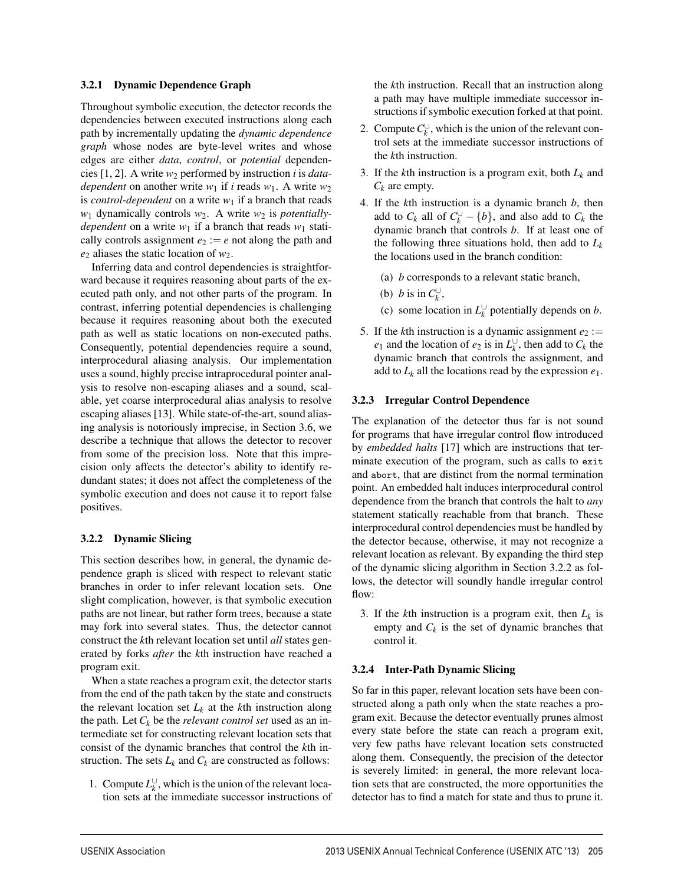### 3.2.1 Dynamic Dependence Graph

Throughout symbolic execution, the detector records the dependencies between executed instructions along each path by incrementally updating the *dynamic dependence graph* whose nodes are byte-level writes and whose edges are either *data*, *control*, or *potential* dependencies [1, 2]. A write $w_2$ performed by instruction $i$ is *data-dependent* on another write $w_1$ if $i$ reads $w_1$. A write $w_2$ is *control-dependent* on a write $w_1$ if a branch that reads $w_1$ dynamically controls $w_2$. A write $w_2$ is *potentially-dependent* on a write $w_1$ if a branch that reads $w_1$ statically controls assignment $e_2 := e$ not along the path and $e_2$ aliases the static location of $w_2$.

Inferring data and control dependencies is straightforward because it requires reasoning about parts of the executed path only, and not other parts of the program. In contrast, inferring potential dependencies is challenging because it requires reasoning about both the executed path as well as static locations on non-executed paths. Consequently, potential dependencies require a sound, interprocedural aliasing analysis. Our implementation uses a sound, highly precise intraprocedural pointer analysis to resolve non-escaping aliases and a sound, scalable, yet coarse interprocedural alias analysis to resolve escaping aliases [13]. While state-of-the-art, sound aliasing analysis is notoriously imprecise, in Section 3.6, we describe a technique that allows the detector to recover from some of the precision loss. Note that this imprecision only affects the detector's ability to identify redundant states; it does not affect the completeness of the symbolic execution and does not cause it to report false positives.

### 3.2.2 Dynamic Slicing

This section describes how, in general, the dynamic dependence graph is sliced with respect to relevant static branches in order to infer relevant location sets. One slight complication, however, is that symbolic execution paths are not linear, but rather form trees, because a state may fork into several states. Thus, the detector cannot construct the $k$th relevant location set until *all* states generated by forks *after* the $k$th instruction have reached a program exit.

When a state reaches a program exit, the detector starts from the end of the path taken by the state and constructs the relevant location set $L_k$ at the $k$th instruction along the path. Let $C_k$ be the *relevant control set* used as an intermediate set for constructing relevant location sets that consist of the dynamic branches that control the $k$th instruction. The sets $L_k$ and $C_k$ are constructed as follows:

1. Compute $L_k^{\cup}$, which is the union of the relevant location sets at the immediate successor instructions of the $k$th instruction. Recall that an instruction along a path may have multiple immediate successor instructions if symbolic execution forked at that point.
2. Compute $C_k^{\cup}$, which is the union of the relevant control sets at the immediate successor instructions of the $k$th instruction.
3. If the $k$th instruction is a program exit, both $L_k$ and $C_k$ are empty.
4. If the $k$th instruction is a dynamic branch $b$, then add to $C_k$ all of $C_k^{\cup} - \{b\}$, and also add to $C_k$ the dynamic branch that controls $b$. If at least one of the following three situations hold, then add to $L_k$ the locations used in the branch condition:
   (a) $b$ corresponds to a relevant static branch,
   (b) $b$ is in $C_k^{\cup}$,
   (c) some location in $L_k^{\cup}$ potentially depends on $b$.
5. If the $k$th instruction is a dynamic assignment $e_2 := e_1$ and the location of $e_2$ is in $L_k^{\cup}$, then add to $C_k$ the dynamic branch that controls the assignment, and add to $L_k$ all the locations read by the expression $e_1$.

### 3.2.3 Irregular Control Dependence

The explanation of the detector thus far is not sound for programs that have irregular control flow introduced by *embedded halts* [17] which are instructions that terminate execution of the program, such as calls to `exit` and `abort`, that are distinct from the normal termination point. An embedded halt induces interprocedural control dependence from the branch that controls the halt to *any* statement statically reachable from that branch. These interprocedural control dependencies must be handled by the detector because, otherwise, it may not recognize a relevant location as relevant. By expanding the third step of the dynamic slicing algorithm in Section 3.2.2 as follows, the detector will soundly handle irregular control flow:

3. If the $k$th instruction is a program exit, then $L_k$ is empty and $C_k$ is the set of dynamic branches that control it.

### 3.2.4 Inter-Path Dynamic Slicing

So far in this paper, relevant location sets have been constructed along a path only when the state reaches a program exit. Because the detector eventually prunes almost every state before the state can reach a program exit, very few paths have relevant location sets constructed along them. Consequently, the precision of the detector is severely limited: in general, the more relevant location sets that are constructed, the more opportunities the detector has to find a match for state and thus to prune it.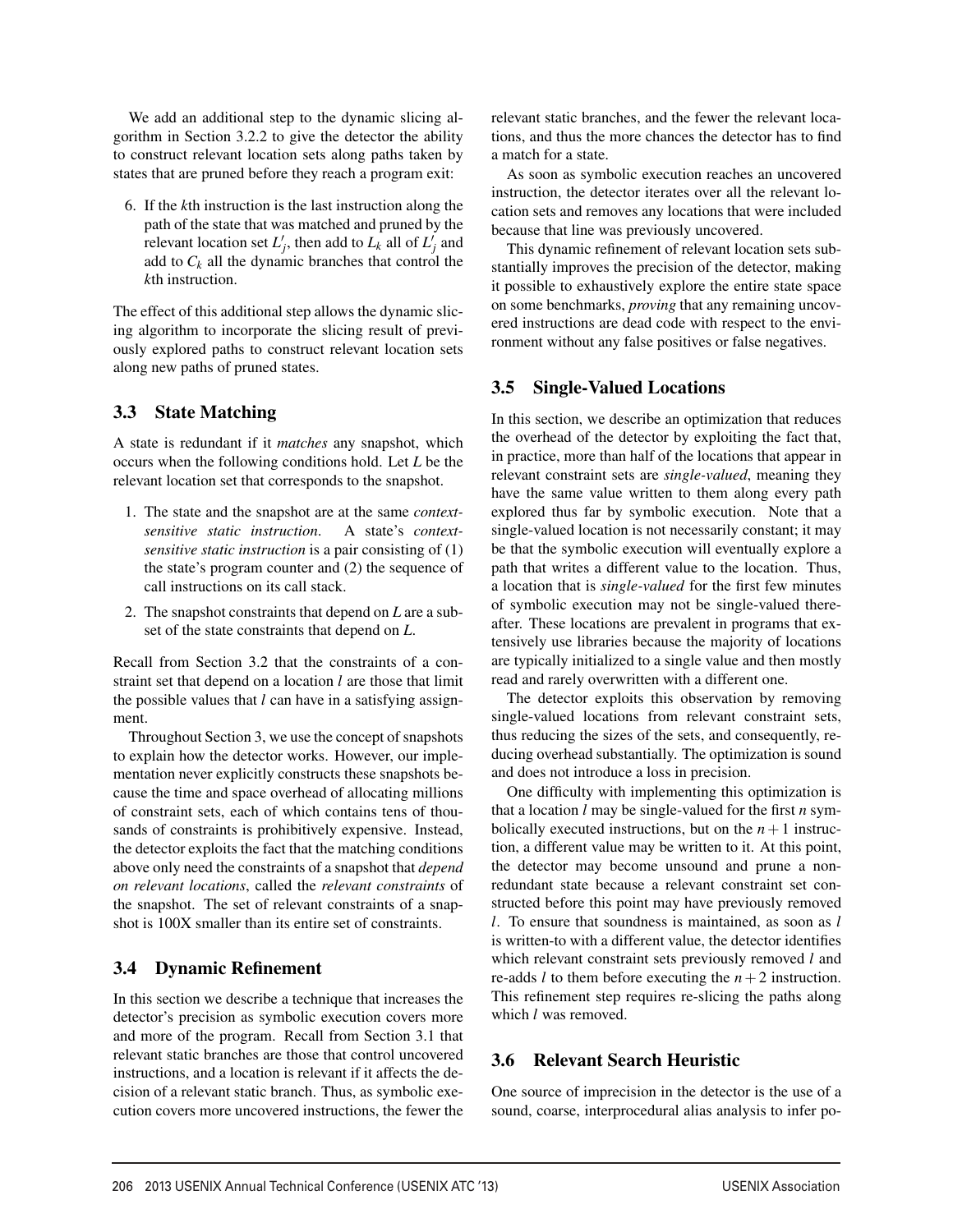We add an additional step to the dynamic slicing algorithm in Section 3.2.2 to give the detector the ability to construct relevant location sets along paths taken by states that are pruned before they reach a program exit:

6. If the $k$th instruction is the last instruction along the path of the state that was matched and pruned by the relevant location set $L'_j$, then add to $L_k$ all of $L'_j$ and add to $C_k$ all the dynamic branches that control the $k$th instruction.

The effect of this additional step allows the dynamic slicing algorithm to incorporate the slicing result of previously explored paths to construct relevant location sets along new paths of pruned states.

## 3.3 State Matching

A state is redundant if it *matches* any snapshot, which occurs when the following conditions hold. Let $L$ be the relevant location set that corresponds to the snapshot.

1. The state and the snapshot are at the same *context-sensitive static instruction*. A state's *context-sensitive static instruction* is a pair consisting of (1) the state's program counter and (2) the sequence of call instructions on its call stack.
2. The snapshot constraints that depend on $L$ are a subset of the state constraints that depend on $L$.

Recall from Section 3.2 that the constraints of a constraint set that depend on a location $l$ are those that limit the possible values that $l$ can have in a satisfying assignment.

Throughout Section 3, we use the concept of snapshots to explain how the detector works. However, our implementation never explicitly constructs these snapshots because the time and space overhead of allocating millions of constraint sets, each of which contains tens of thousands of constraints is prohibitively expensive. Instead, the detector exploits the fact that the matching conditions above only need the constraints of a snapshot that *depend on relevant locations*, called the *relevant constraints* of the snapshot. The set of relevant constraints of a snapshot is 100X smaller than its entire set of constraints.

## 3.4 Dynamic Refinement

In this section we describe a technique that increases the detector's precision as symbolic execution covers more and more of the program. Recall from Section 3.1 that relevant static branches are those that control uncovered instructions, and a location is relevant if it affects the decision of a relevant static branch. Thus, as symbolic execution covers more uncovered instructions, the fewer the relevant static branches, and the fewer the relevant locations, and thus the more chances the detector has to find a match for a state.

As soon as symbolic execution reaches an uncovered instruction, the detector iterates over all the relevant location sets and removes any locations that were included because that line was previously uncovered.

This dynamic refinement of relevant location sets substantially improves the precision of the detector, making it possible to exhaustively explore the entire state space on some benchmarks, *proving* that any remaining uncovered instructions are dead code with respect to the environment without any false positives or false negatives.

## 3.5 Single-Valued Locations

In this section, we describe an optimization that reduces the overhead of the detector by exploiting the fact that, in practice, more than half of the locations that appear in relevant constraint sets are *single-valued*, meaning they have the same value written to them along every path explored thus far by symbolic execution. Note that a single-valued location is not necessarily constant; it may be that the symbolic execution will eventually explore a path that writes a different value to the location. Thus, a location that is *single-valued* for the first few minutes of symbolic execution may not be single-valued thereafter. These locations are prevalent in programs that extensively use libraries because the majority of locations are typically initialized to a single value and then mostly read and rarely overwritten with a different one.

The detector exploits this observation by removing single-valued locations from relevant constraint sets, thus reducing the sizes of the sets, and consequently, reducing overhead substantially. The optimization is sound and does not introduce a loss in precision.

One difficulty with implementing this optimization is that a location $l$ may be single-valued for the first $n$ symbolically executed instructions, but on the $n+1$ instruction, a different value may be written to it. At this point, the detector may become unsound and prune a non-redundant state because a relevant constraint set constructed before this point may have previously removed $l$. To ensure that soundness is maintained, as soon as $l$ is written-to with a different value, the detector identifies which relevant constraint sets previously removed $l$ and re-adds $l$ to them before executing the $n+2$ instruction. This refinement step requires re-slicing the paths along which $l$ was removed.

## 3.6 Relevant Search Heuristic

One source of imprecision in the detector is the use of a sound, coarse, interprocedural alias analysis to infer po-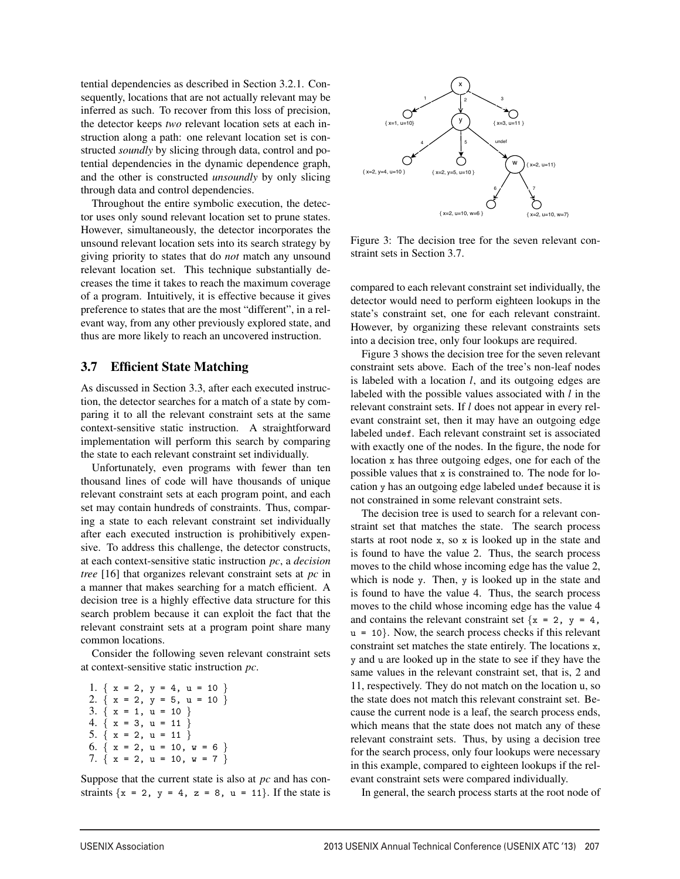tential dependencies as described in Section 3.2.1. Consequently, locations that are not actually relevant may be inferred as such. To recover from this loss of precision, the detector keeps *two* relevant location sets at each instruction along a path: one relevant location set is constructed *soundly* by slicing through data, control and potential dependencies in the dynamic dependence graph, and the other is constructed *unsoundly* by only slicing through data and control dependencies.

Throughout the entire symbolic execution, the detector uses only sound relevant location set to prune states. However, simultaneously, the detector incorporates the unsound relevant location sets into its search strategy by giving priority to states that do *not* match any unsound relevant location set. This technique substantially decreases the time it takes to reach the maximum coverage of a program. Intuitively, it is effective because it gives preference to states that are the most "different", in a relevant way, from any other previously explored state, and thus are more likely to reach an uncovered instruction.

### 3.7 Efficient State Matching

As discussed in Section 3.3, after each executed instruction, the detector searches for a match of a state by comparing it to all the relevant constraint sets at the same context-sensitive static instruction. A straightforward implementation will perform this search by comparing the state to each relevant constraint set individually.

Unfortunately, even programs with fewer than ten thousand lines of code will have thousands of unique relevant constraint sets at each program point, and each set may contain hundreds of constraints. Thus, comparing a state to each relevant constraint set individually after each executed instruction is prohibitively expensive. To address this challenge, the detector constructs, at each context-sensitive static instruction *pc*, a *decision tree* [16] that organizes relevant constraint sets at *pc* in a manner that makes searching for a match efficient. A decision tree is a highly effective data structure for this search problem because it can exploit the fact that the relevant constraint sets at a program point share many common locations.

Consider the following seven relevant constraint sets at context-sensitive static instruction *pc*.

```
1. { x = 2, y = 4, u = 10 }
2. { x = 2, y = 5, u = 10 }
3. { x = 1, u = 10 }
4. { x = 3, u = 11 }
5. { x = 2, u = 11 }
6. { x = 2, u = 10, w = 6 }
7. { x = 2, u = 10, w = 7 }
```

Suppose that the current state is also at *pc* and has constraints {x = 2, y = 4, z = 8, u = 11}. If the state is compared to each relevant constraint set individually, the detector would need to perform eighteen lookups in the state's constraint set, one for each relevant constraint. However, by organizing these relevant constraints sets into a decision tree, only four lookups are required.

Figure 3: The decision tree for the seven relevant constraint sets in Section 3.7.

Figure 3 shows the decision tree for the seven relevant constraint sets above. Each of the tree's non-leaf nodes is labeled with a location *l*, and its outgoing edges are labeled with the possible values associated with *l* in the relevant constraint sets. If *l* does not appear in every relevant constraint set, then it may have an outgoing edge labeled undef. Each relevant constraint set is associated with exactly one of the nodes. In the figure, the node for location x has three outgoing edges, one for each of the possible values that x is constrained to. The node for location y has an outgoing edge labeled undef because it is not constrained in some relevant constraint sets.

The decision tree is used to search for a relevant constraint set that matches the state. The search process starts at root node x, so x is looked up in the state and is found to have the value 2. Thus, the search process moves to the child whose incoming edge has the value 2, which is node y. Then, y is looked up in the state and is found to have the value 4. Thus, the search process moves to the child whose incoming edge has the value 4 and contains the relevant constraint set {x = 2, y = 4, u = 10}. Now, the search process checks if this relevant constraint set matches the state entirely. The locations x, y and u are looked up in the state to see if they have the same values in the relevant constraint set, that is, 2 and 11, respectively. They do not match on the location u, so the state does not match this relevant constraint set. Because the current node is a leaf, the search process ends, which means that the state does not match any of these relevant constraint sets. Thus, by using a decision tree for the search process, only four lookups were necessary in this example, compared to eighteen lookups if the relevant constraint sets were compared individually.

In general, the search process starts at the root node of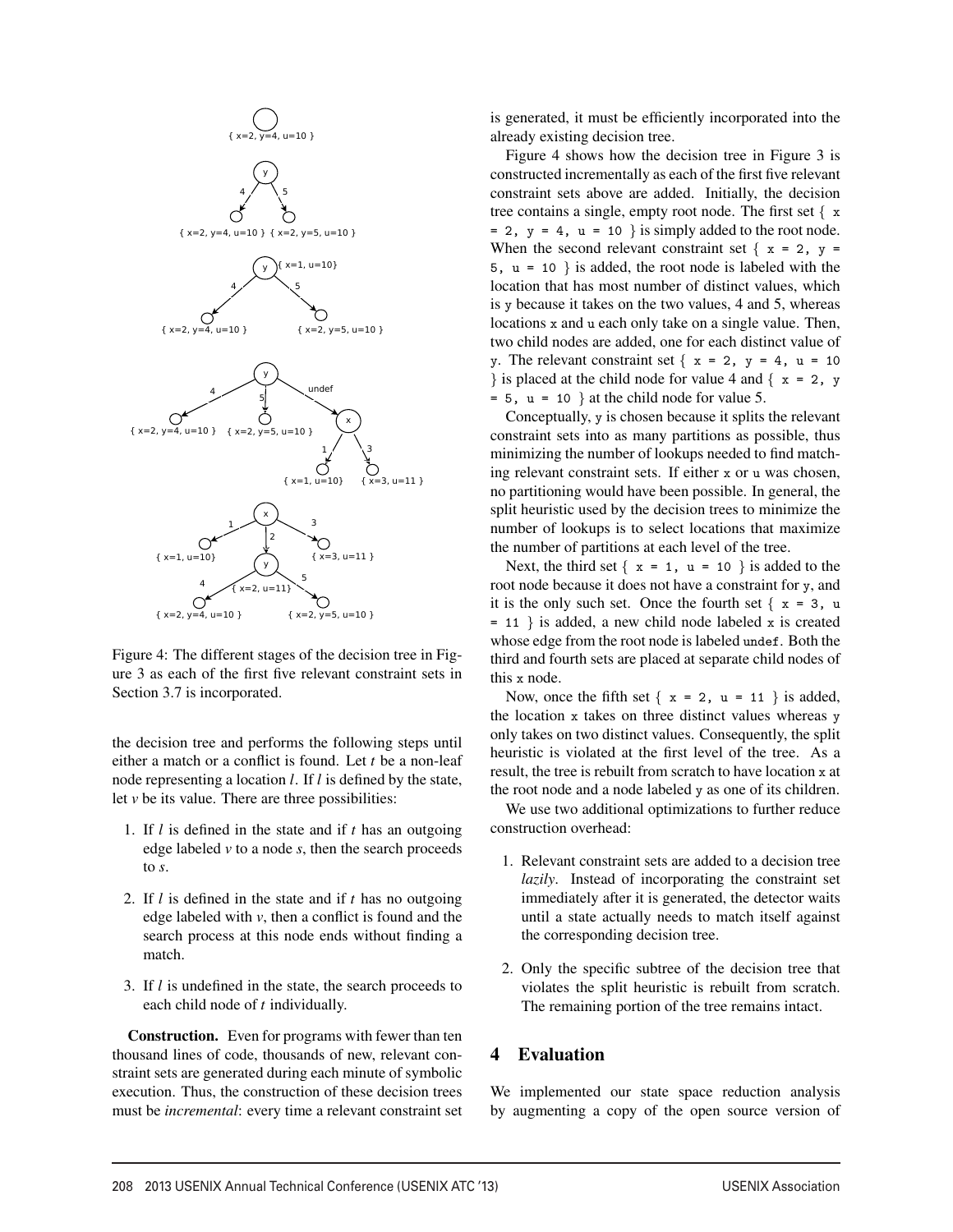Figure 4: The different stages of the decision tree in Figure 3 as each of the first five relevant constraint sets in Section 3.7 is incorporated.

the decision tree and performs the following steps until either a match or a conflict is found. Let *t* be a non-leaf node representing a location *l*. If *l* is defined by the state, let *v* be its value. There are three possibilities:

1. If *l* is defined in the state and if *t* has an outgoing edge labeled *v* to a node *s*, then the search proceeds to *s*.
2. If *l* is defined in the state and if *t* has no outgoing edge labeled with *v*, then a conflict is found and the search process at this node ends without finding a match.
3. If *l* is undefined in the state, the search proceeds to each child node of *t* individually.

**Construction.** Even for programs with fewer than ten thousand lines of code, thousands of new, relevant constraint sets are generated during each minute of symbolic execution. Thus, the construction of these decision trees must be *incremental*: every time a relevant constraint set is generated, it must be efficiently incorporated into the already existing decision tree.

Figure 4 shows how the decision tree in Figure 3 is constructed incrementally as each of the first five relevant constraint sets above are added. Initially, the decision tree contains a single, empty root node. The first set { `x = 2, y = 4, u = 10` } is simply added to the root node. When the second relevant constraint set { `x = 2, y = 5, u = 10` } is added, the root node is labeled with the location that has most number of distinct values, which is `y` because it takes on the two values, 4 and 5, whereas locations `x` and `u` each only take on a single value. Then, two child nodes are added, one for each distinct value of `y`. The relevant constraint set { `x = 2, y = 4, u = 10` } is placed at the child node for value 4 and { `x = 2, y = 5, u = 10` } at the child node for value 5.

Conceptually, `y` is chosen because it splits the relevant constraint sets into as many partitions as possible, thus minimizing the number of lookups needed to find matching relevant constraint sets. If either `x` or `u` was chosen, no partitioning would have been possible. In general, the split heuristic used by the decision trees to minimize the number of lookups is to select locations that maximize the number of partitions at each level of the tree.

Next, the third set { `x = 1, u = 10` } is added to the root node because it does not have a constraint for `y`, and it is the only such set. Once the fourth set { `x = 3, u = 11` } is added, a new child node labeled `x` is created whose edge from the root node is labeled `undef`. Both the third and fourth sets are placed at separate child nodes of this `x` node.

Now, once the fifth set { `x = 2, u = 11` } is added, the location `x` takes on three distinct values whereas `y` only takes on two distinct values. Consequently, the split heuristic is violated at the first level of the tree. As a result, the tree is rebuilt from scratch to have location `x` at the root node and a node labeled `y` as one of its children.

We use two additional optimizations to further reduce construction overhead:

1. Relevant constraint sets are added to a decision tree *lazily*. Instead of incorporating the constraint set immediately after it is generated, the detector waits until a state actually needs to match itself against the corresponding decision tree.
2. Only the specific subtree of the decision tree that violates the split heuristic is rebuilt from scratch. The remaining portion of the tree remains intact.

## 4 Evaluation

We implemented our state space reduction analysis by augmenting a copy of the open source version of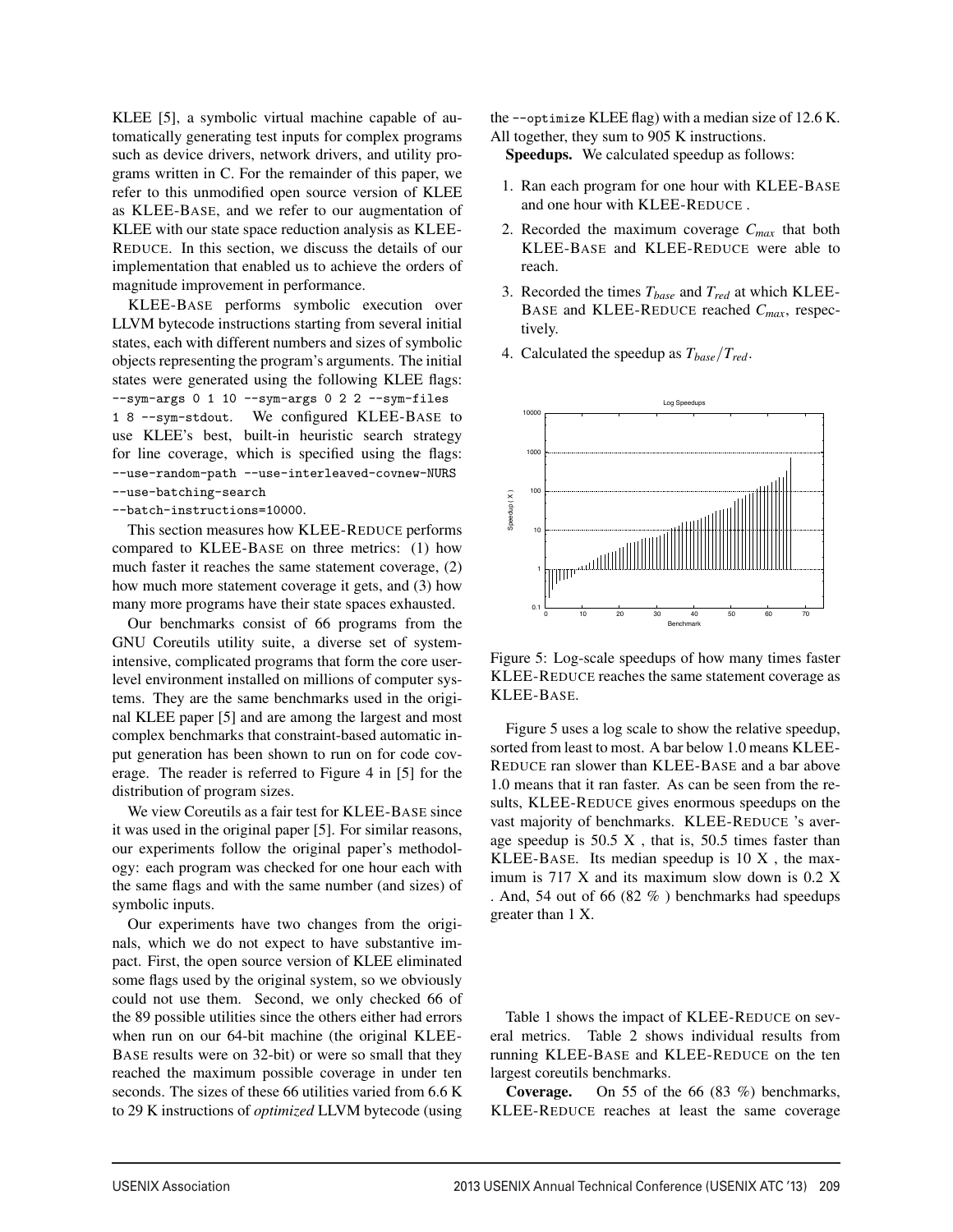KLEE [5], a symbolic virtual machine capable of automatically generating test inputs for complex programs such as device drivers, network drivers, and utility programs written in C. For the remainder of this paper, we refer to this unmodified open source version of KLEE as KLEE-BASE, and we refer to our augmentation of KLEE with our state space reduction analysis as KLEE-REDUCE. In this section, we discuss the details of our implementation that enabled us to achieve the orders of magnitude improvement in performance.

KLEE-BASE performs symbolic execution over LLVM bytecode instructions starting from several initial states, each with different numbers and sizes of symbolic objects representing the program's arguments. The initial states were generated using the following KLEE flags: `--sym-args 0 1 10 --sym-args 0 2 2 --sym-files 1 8 --sym-stdout`. We configured KLEE-BASE to use KLEE's best, built-in heuristic search strategy for line coverage, which is specified using the flags: `--use-random-path --use-interleaved-covnew-NURS --use-batching-search --batch-instructions=10000`.

This section measures how KLEE-REDUCE performs compared to KLEE-BASE on three metrics: (1) how much faster it reaches the same statement coverage, (2) how much more statement coverage it gets, and (3) how many more programs have their state spaces exhausted.

Our benchmarks consist of 66 programs from the GNU Coreutils utility suite, a diverse set of system-intensive, complicated programs that form the core user-level environment installed on millions of computer systems. They are the same benchmarks used in the original KLEE paper [5] and are among the largest and most complex benchmarks that constraint-based automatic input generation has been shown to run on for code coverage. The reader is referred to Figure 4 in [5] for the distribution of program sizes.

We view Coreutils as a fair test for KLEE-BASE since it was used in the original paper [5]. For similar reasons, our experiments follow the original paper's methodology: each program was checked for one hour each with the same flags and with the same number (and sizes) of symbolic inputs.

Our experiments have two changes from the originals, which we do not expect to have substantive impact. First, the open source version of KLEE eliminated some flags used by the original system, so we obviously could not use them. Second, we only checked 66 of the 89 possible utilities since the others either had errors when run on our 64-bit machine (the original KLEE-BASE results were on 32-bit) or were so small that they reached the maximum possible coverage in under ten seconds. The sizes of these 66 utilities varied from 6.6 K to 29 K instructions of *optimized* LLVM bytecode (using the `--optimize` KLEE flag) with a median size of 12.6 K. All together, they sum to 905 K instructions.

**Speedups.** We calculated speedup as follows:

1. Ran each program for one hour with KLEE-BASE and one hour with KLEE-REDUCE .
2. Recorded the maximum coverage $C_{max}$ that both KLEE-BASE and KLEE-REDUCE were able to reach.
3. Recorded the times $T_{base}$ and $T_{red}$ at which KLEE-BASE and KLEE-REDUCE reached $C_{max}$, respectively.
4. Calculated the speedup as $T_{base}/T_{red}$.

Figure 5: Log-scale speedups of how many times faster KLEE-REDUCE reaches the same statement coverage as KLEE-BASE.

Figure 5 uses a log scale to show the relative speedup, sorted from least to most. A bar below 1.0 means KLEE-REDUCE ran slower than KLEE-BASE and a bar above 1.0 means that it ran faster. As can be seen from the results, KLEE-REDUCE gives enormous speedups on the vast majority of benchmarks. KLEE-REDUCE 's average speedup is 50.5 X , that is, 50.5 times faster than KLEE-BASE. Its median speedup is 10 X , the maximum is 717 X and its maximum slow down is 0.2 X . And, 54 out of 66 (82 % ) benchmarks had speedups greater than 1 X.

Table 1 shows the impact of KLEE-REDUCE on several metrics. Table 2 shows individual results from running KLEE-BASE and KLEE-REDUCE on the ten largest coreutils benchmarks.

**Coverage.** On 55 of the 66 (83 %) benchmarks, KLEE-REDUCE reaches at least the same coverage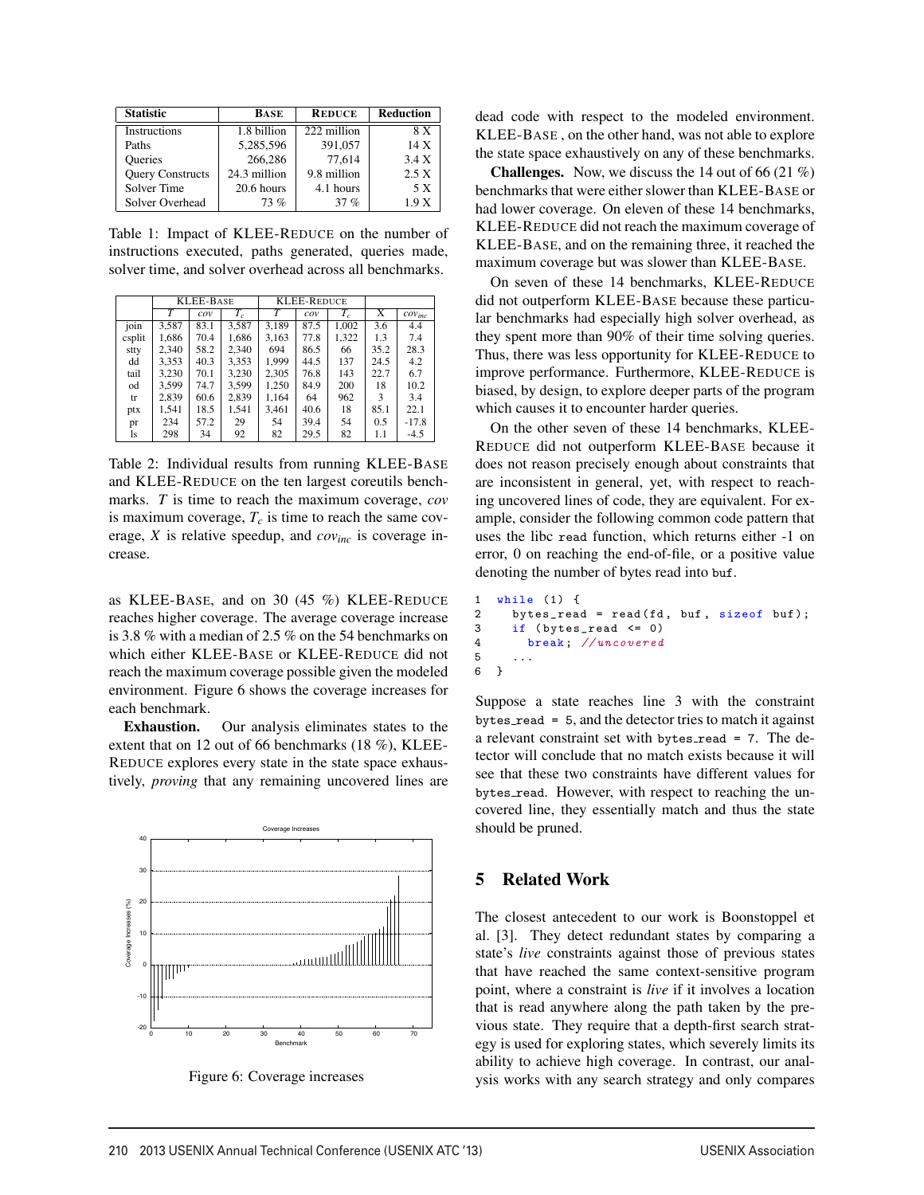| Statistic | BASE | REDUCE | Reduction |
|---|---|---|---|
| Instructions | 1.8 billion | 222 million | 8 X |
| Paths | 5,285,596 | 391,057 | 14 X |
| Queries | 266,286 | 77,614 | 3.4 X |
| Query Constructs | 24.3 million | 9.8 million | 2.5 X |
| Solver Time | 20.6 hours | 4.1 hours | 5 X |
| Solver Overhead | 73 % | 37 % | 1.9 X |

Table 1: Impact of KLEE-REDUCE on the number of instructions executed, paths generated, queries made, solver time, and solver overhead across all benchmarks.

| | KLEE-BASE | | | KLEE-REDUCE | | | | |
|---|---|---|---|---|---|---|---|---|
| | $T$ | *cov* | $T_c$ | $T$ | *cov* | $T_c$ | X | $cov_{inc}$ |
| join | 3,587 | 83.1 | 3,587 | 3,189 | 87.5 | 1,002 | 3.6 | 4.4 |
| csplit | 1,686 | 70.4 | 1,686 | 3,163 | 77.8 | 1,322 | 1.3 | 7.4 |
| stty | 2,340 | 58.2 | 2,340 | 694 | 86.5 | 66 | 35.2 | 28.3 |
| dd | 3,353 | 40.3 | 3,353 | 1,999 | 44.5 | 137 | 24.5 | 4.2 |
| tail | 3,230 | 70.1 | 3,230 | 2,305 | 76.8 | 143 | 22.7 | 6.7 |
| od | 3,599 | 74.7 | 3,599 | 1,250 | 84.9 | 200 | 18 | 10.2 |
| tr | 2,839 | 60.6 | 2,839 | 1,164 | 64 | 962 | 3 | 3.4 |
| ptx | 1,541 | 18.5 | 1,541 | 3,461 | 40.6 | 18 | 85.1 | 22.1 |
| pr | 234 | 57.2 | 29 | 54 | 39.4 | 54 | 0.5 | -17.8 |
| ls | 298 | 34 | 92 | 82 | 29.5 | 82 | 1.1 | -4.5 |

Table 2: Individual results from running KLEE-BASE and KLEE-REDUCE on the ten largest coreutils benchmarks. $T$ is time to reach the maximum coverage, *cov* is maximum coverage, $T_c$ is time to reach the same coverage, $X$ is relative speedup, and $cov_{inc}$ is coverage increase.

as KLEE-BASE, and on 30 (45 %) KLEE-REDUCE reaches higher coverage. The average coverage increase is 3.8 % with a median of 2.5 % on the 54 benchmarks on which either KLEE-BASE or KLEE-REDUCE did not reach the maximum coverage possible given the modeled environment. Figure 6 shows the coverage increases for each benchmark.

**Exhaustion.** Our analysis eliminates states to the extent that on 12 out of 66 benchmarks (18 %), KLEE-REDUCE explores every state in the state space exhaustively, *proving* that any remaining uncovered lines are dead code with respect to the modeled environment. KLEE-BASE , on the other hand, was not able to explore the state space exhaustively on any of these benchmarks.

Figure 6: Coverage increases

**Challenges.** Now, we discuss the 14 out of 66 (21 %) benchmarks that were either slower than KLEE-BASE or had lower coverage. On eleven of these 14 benchmarks, KLEE-REDUCE did not reach the maximum coverage of KLEE-BASE, and on the remaining three, it reached the maximum coverage but was slower than KLEE-BASE.

On seven of these 14 benchmarks, KLEE-REDUCE did not outperform KLEE-BASE because these particular benchmarks had especially high solver overhead, as they spent more than 90% of their time solving queries. Thus, there was less opportunity for KLEE-REDUCE to improve performance. Furthermore, KLEE-REDUCE is biased, by design, to explore deeper parts of the program which causes it to encounter harder queries.

On the other seven of these 14 benchmarks, KLEE-REDUCE did not outperform KLEE-BASE because it does not reason precisely enough about constraints that are inconsistent in general, yet, with respect to reaching uncovered lines of code, they are equivalent. For example, consider the following common code pattern that uses the libc `read` function, which returns either -1 on error, 0 on reaching the end-of-file, or a positive value denoting the number of bytes read into `buf`.

```
1  while (1) {
2    bytes_read = read(fd, buf, sizeof buf);
3    if (bytes_read <= 0)
4      break; //uncovered
5    ...
6  }
```

Suppose a state reaches line 3 with the constraint `bytes_read = 5`, and the detector tries to match it against a relevant constraint set with `bytes_read = 7`. The detector will conclude that no match exists because it will see that these two constraints have different values for `bytes_read`. However, with respect to reaching the uncovered line, they essentially match and thus the state should be pruned.

## 5 Related Work

The closest antecedent to our work is Boonstoppel et al. [3]. They detect redundant states by comparing a state's *live* constraints against those of previous states that have reached the same context-sensitive program point, where a constraint is *live* if it involves a location that is read anywhere along the path taken by the previous state. They require that a depth-first search strategy is used for exploring states, which severely limits its ability to achieve high coverage. In contrast, our analysis works with any search strategy and only compares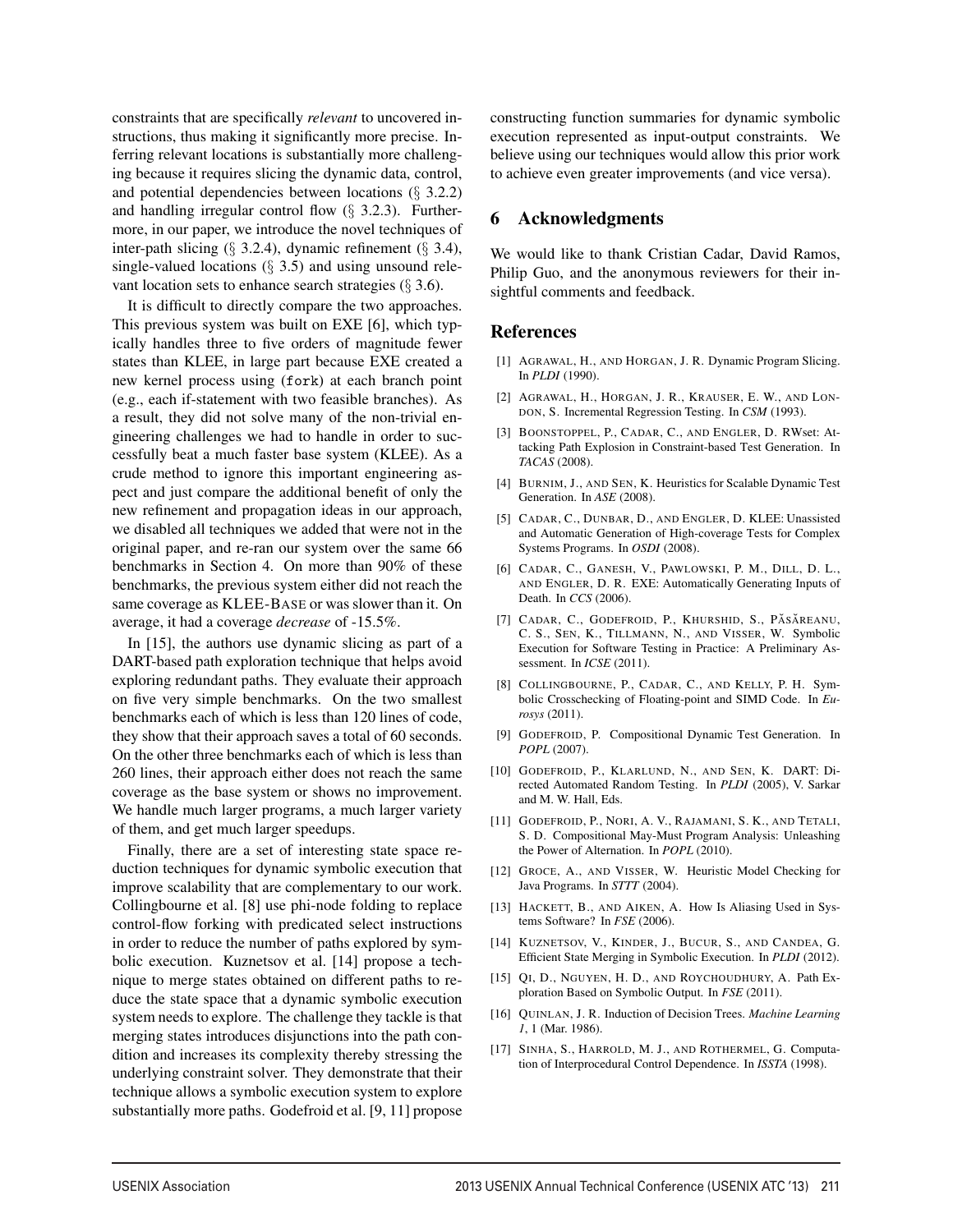constraints that are specifically *relevant* to uncovered instructions, thus making it significantly more precise. Inferring relevant locations is substantially more challenging because it requires slicing the dynamic data, control, and potential dependencies between locations (§ 3.2.2) and handling irregular control flow (§ 3.2.3). Furthermore, in our paper, we introduce the novel techniques of inter-path slicing (§ 3.2.4), dynamic refinement (§ 3.4), single-valued locations (§ 3.5) and using unsound relevant location sets to enhance search strategies (§ 3.6).

It is difficult to directly compare the two approaches. This previous system was built on EXE [6], which typically handles three to five orders of magnitude fewer states than KLEE, in large part because EXE created a new kernel process using (`fork`) at each branch point (e.g., each if-statement with two feasible branches). As a result, they did not solve many of the non-trivial engineering challenges we had to handle in order to successfully beat a much faster base system (KLEE). As a crude method to ignore this important engineering aspect and just compare the additional benefit of only the new refinement and propagation ideas in our approach, we disabled all techniques we added that were not in the original paper, and re-ran our system over the same 66 benchmarks in Section 4. On more than 90% of these benchmarks, the previous system either did not reach the same coverage as KLEE-BASE or was slower than it. On average, it had a coverage *decrease* of -15.5%.

In [15], the authors use dynamic slicing as part of a DART-based path exploration technique that helps avoid exploring redundant paths. They evaluate their approach on five very simple benchmarks. On the two smallest benchmarks each of which is less than 120 lines of code, they show that their approach saves a total of 60 seconds. On the other three benchmarks each of which is less than 260 lines, their approach either does not reach the same coverage as the base system or shows no improvement. We handle much larger programs, a much larger variety of them, and get much larger speedups.

Finally, there are a set of interesting state space reduction techniques for dynamic symbolic execution that improve scalability that are complementary to our work. Collingbourne et al. [8] use phi-node folding to replace control-flow forking with predicated select instructions in order to reduce the number of paths explored by symbolic execution. Kuznetsov et al. [14] propose a technique to merge states obtained on different paths to reduce the state space that a dynamic symbolic execution system needs to explore. The challenge they tackle is that merging states introduces disjunctions into the path condition and increases its complexity thereby stressing the underlying constraint solver. They demonstrate that their technique allows a symbolic execution system to explore substantially more paths. Godefroid et al. [9, 11] propose constructing function summaries for dynamic symbolic execution represented as input-output constraints. We believe using our techniques would allow this prior work to achieve even greater improvements (and vice versa).

## 6 Acknowledgments

We would like to thank Cristian Cadar, David Ramos, Philip Guo, and the anonymous reviewers for their insightful comments and feedback.

## References

[1] AGRAWAL, H., AND HORGAN, J. R. Dynamic Program Slicing. In *PLDI* (1990).

[2] AGRAWAL, H., HORGAN, J. R., KRAUSER, E. W., AND LONDON, S. Incremental Regression Testing. In *CSM* (1993).

[3] BOONSTOPPEL, P., CADAR, C., AND ENGLER, D. RWset: Attacking Path Explosion in Constraint-based Test Generation. In *TACAS* (2008).

[4] BURNIM, J., AND SEN, K. Heuristics for Scalable Dynamic Test Generation. In *ASE* (2008).

[5] CADAR, C., DUNBAR, D., AND ENGLER, D. KLEE: Unassisted and Automatic Generation of High-coverage Tests for Complex Systems Programs. In *OSDI* (2008).

[6] CADAR, C., GANESH, V., PAWLOWSKI, P. M., DILL, D. L., AND ENGLER, D. R. EXE: Automatically Generating Inputs of Death. In *CCS* (2006).

[7] CADAR, C., GODEFROID, P., KHURSHID, S., PĂSĂREANU, C. S., SEN, K., TILLMANN, N., AND VISSER, W. Symbolic Execution for Software Testing in Practice: A Preliminary Assessment. In *ICSE* (2011).

[8] COLLINGBOURNE, P., CADAR, C., AND KELLY, P. H. Symbolic Crosschecking of Floating-point and SIMD Code. In *Eurosys* (2011).

[9] GODEFROID, P. Compositional Dynamic Test Generation. In *POPL* (2007).

[10] GODEFROID, P., KLARLUND, N., AND SEN, K. DART: Directed Automated Random Testing. In *PLDI* (2005), V. Sarkar and M. W. Hall, Eds.

[11] GODEFROID, P., NORI, A. V., RAJAMANI, S. K., AND TETALI, S. D. Compositional May-Must Program Analysis: Unleashing the Power of Alternation. In *POPL* (2010).

[12] GROCE, A., AND VISSER, W. Heuristic Model Checking for Java Programs. In *STTT* (2004).

[13] HACKETT, B., AND AIKEN, A. How Is Aliasing Used in Systems Software? In *FSE* (2006).

[14] KUZNETSOV, V., KINDER, J., BUCUR, S., AND CANDEA, G. Efficient State Merging in Symbolic Execution. In *PLDI* (2012).

[15] QI, D., NGUYEN, H. D., AND ROYCHOUDHURY, A. Path Exploration Based on Symbolic Output. In *FSE* (2011).

[16] QUINLAN, J. R. Induction of Decision Trees. *Machine Learning 1*, 1 (Mar. 1986).

[17] SINHA, S., HARROLD, M. J., AND ROTHERMEL, G. Computation of Interprocedural Control Dependence. In *ISSTA* (1998).